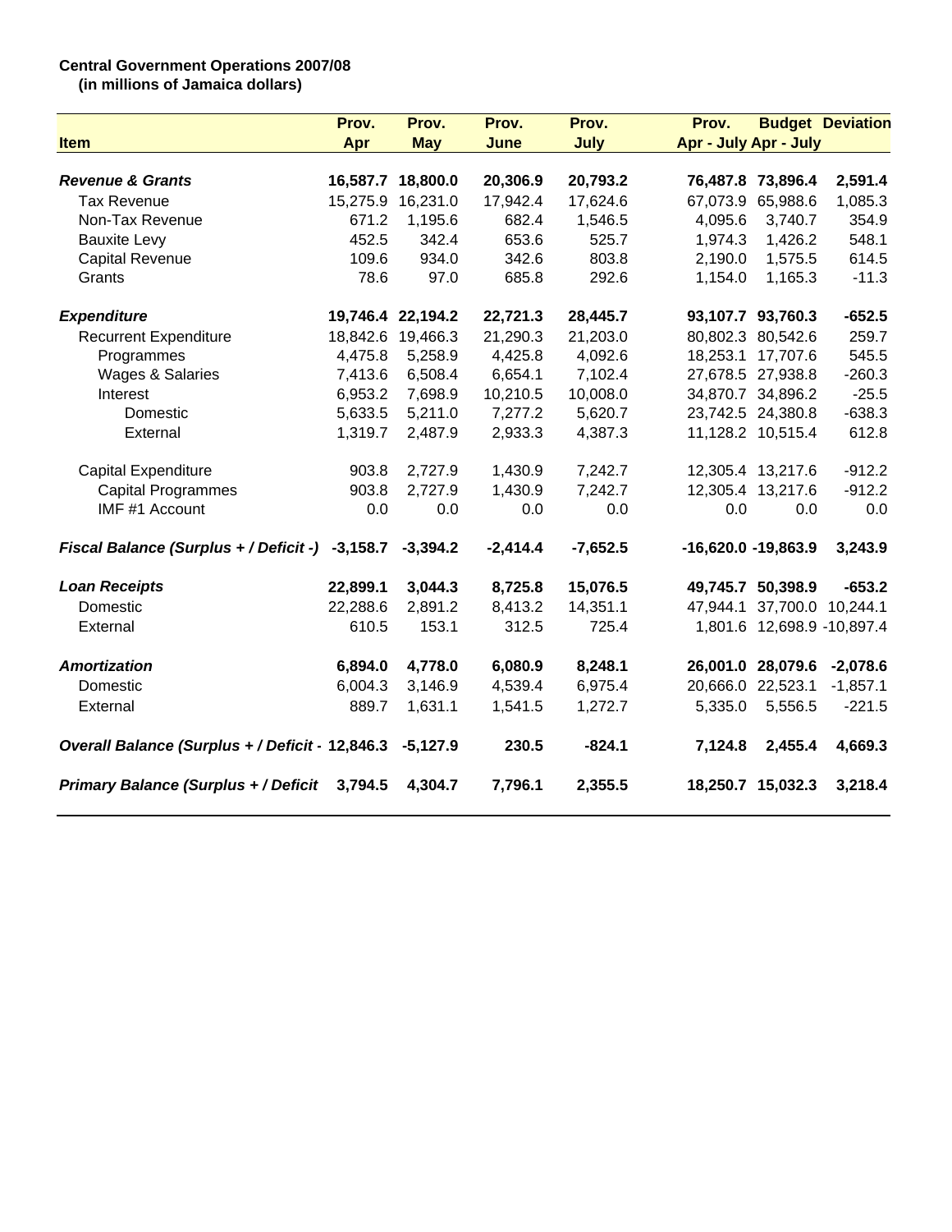**Central Government Operations 2007/08**
**(in millions of Jamaica dollars)**

| Item | Prov. Apr | Prov. May | Prov. June | Prov. July | Prov. Apr - July | Budget Apr - July | Deviation |
|---|---|---|---|---|---|---|---|
| ***Revenue & Grants*** | **16,587.7** | **18,800.0** | **20,306.9** | **20,793.2** | **76,487.8** | **73,896.4** | **2,591.4** |
| Tax Revenue | 15,275.9 | 16,231.0 | 17,942.4 | 17,624.6 | 67,073.9 | 65,988.6 | 1,085.3 |
| Non-Tax Revenue | 671.2 | 1,195.6 | 682.4 | 1,546.5 | 4,095.6 | 3,740.7 | 354.9 |
| Bauxite Levy | 452.5 | 342.4 | 653.6 | 525.7 | 1,974.3 | 1,426.2 | 548.1 |
| Capital Revenue | 109.6 | 934.0 | 342.6 | 803.8 | 2,190.0 | 1,575.5 | 614.5 |
| Grants | 78.6 | 97.0 | 685.8 | 292.6 | 1,154.0 | 1,165.3 | -11.3 |
| ***Expenditure*** | **19,746.4** | **22,194.2** | **22,721.3** | **28,445.7** | **93,107.7** | **93,760.3** | **-652.5** |
| Recurrent Expenditure | 18,842.6 | 19,466.3 | 21,290.3 | 21,203.0 | 80,802.3 | 80,542.6 | 259.7 |
| Programmes | 4,475.8 | 5,258.9 | 4,425.8 | 4,092.6 | 18,253.1 | 17,707.6 | 545.5 |
| Wages & Salaries | 7,413.6 | 6,508.4 | 6,654.1 | 7,102.4 | 27,678.5 | 27,938.8 | -260.3 |
| Interest | 6,953.2 | 7,698.9 | 10,210.5 | 10,008.0 | 34,870.7 | 34,896.2 | -25.5 |
| Domestic | 5,633.5 | 5,211.0 | 7,277.2 | 5,620.7 | 23,742.5 | 24,380.8 | -638.3 |
| External | 1,319.7 | 2,487.9 | 2,933.3 | 4,387.3 | 11,128.2 | 10,515.4 | 612.8 |
| Capital Expenditure | 903.8 | 2,727.9 | 1,430.9 | 7,242.7 | 12,305.4 | 13,217.6 | -912.2 |
| Capital Programmes | 903.8 | 2,727.9 | 1,430.9 | 7,242.7 | 12,305.4 | 13,217.6 | -912.2 |
| IMF #1 Account | 0.0 | 0.0 | 0.0 | 0.0 | 0.0 | 0.0 | 0.0 |
| ***Fiscal Balance (Surplus + / Deficit -)*** | **-3,158.7** | **-3,394.2** | **-2,414.4** | **-7,652.5** | **-16,620.0** | **-19,863.9** | **3,243.9** |
| ***Loan Receipts*** | **22,899.1** | **3,044.3** | **8,725.8** | **15,076.5** | **49,745.7** | **50,398.9** | **-653.2** |
| Domestic | 22,288.6 | 2,891.2 | 8,413.2 | 14,351.1 | 47,944.1 | 37,700.0 | 10,244.1 |
| External | 610.5 | 153.1 | 312.5 | 725.4 | 1,801.6 | 12,698.9 | -10,897.4 |
| ***Amortization*** | **6,894.0** | **4,778.0** | **6,080.9** | **8,248.1** | **26,001.0** | **28,079.6** | **-2,078.6** |
| Domestic | 6,004.3 | 3,146.9 | 4,539.4 | 6,975.4 | 20,666.0 | 22,523.1 | -1,857.1 |
| External | 889.7 | 1,631.1 | 1,541.5 | 1,272.7 | 5,335.0 | 5,556.5 | -221.5 |
| ***Overall Balance (Surplus + / Deficit -*** | **12,846.3** | **-5,127.9** | **230.5** | **-824.1** | **7,124.8** | **2,455.4** | **4,669.3** |
| ***Primary Balance (Surplus + / Deficit*** | **3,794.5** | **4,304.7** | **7,796.1** | **2,355.5** | **18,250.7** | **15,032.3** | **3,218.4** |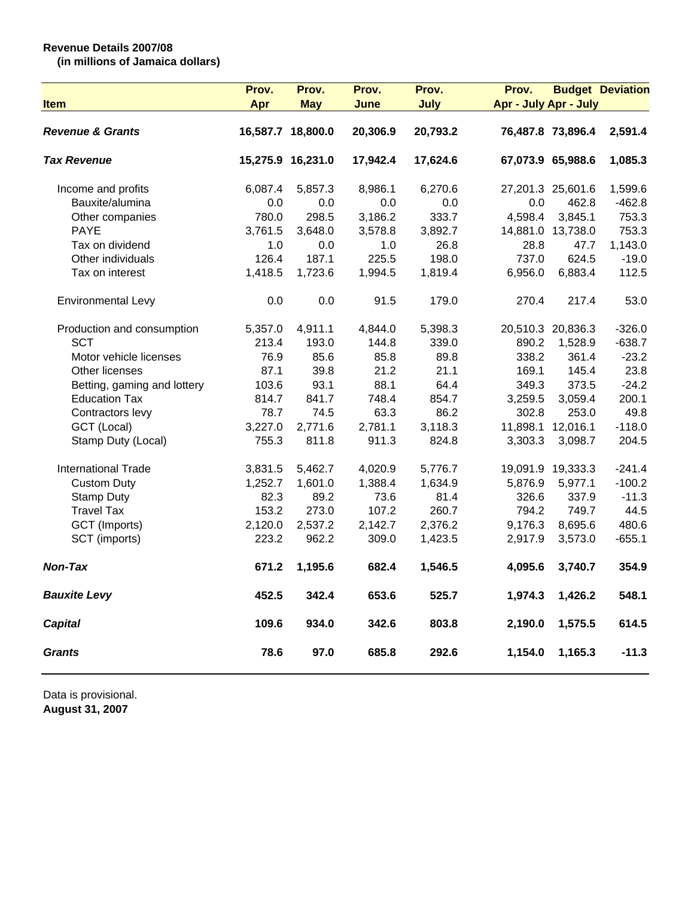**Revenue Details 2007/08**
**(in millions of Jamaica dollars)**

| Item | Prov. Apr | Prov. May | Prov. June | Prov. July | Prov. Apr - July | Budget Apr - July | Deviation |
|---|---|---|---|---|---|---|---|
| ***Revenue & Grants*** | **16,587.7** | **18,800.0** | **20,306.9** | **20,793.2** | **76,487.8** | **73,896.4** | **2,591.4** |
| ***Tax Revenue*** | **15,275.9** | **16,231.0** | **17,942.4** | **17,624.6** | **67,073.9** | **65,988.6** | **1,085.3** |
| Income and profits | 6,087.4 | 5,857.3 | 8,986.1 | 6,270.6 | 27,201.3 | 25,601.6 | 1,599.6 |
| Bauxite/alumina | 0.0 | 0.0 | 0.0 | 0.0 | 0.0 | 462.8 | -462.8 |
| Other companies | 780.0 | 298.5 | 3,186.2 | 333.7 | 4,598.4 | 3,845.1 | 753.3 |
| PAYE | 3,761.5 | 3,648.0 | 3,578.8 | 3,892.7 | 14,881.0 | 13,738.0 | 753.3 |
| Tax on dividend | 1.0 | 0.0 | 1.0 | 26.8 | 28.8 | 47.7 | 1,143.0 |
| Other individuals | 126.4 | 187.1 | 225.5 | 198.0 | 737.0 | 624.5 | -19.0 |
| Tax on interest | 1,418.5 | 1,723.6 | 1,994.5 | 1,819.4 | 6,956.0 | 6,883.4 | 112.5 |
| Environmental Levy | 0.0 | 0.0 | 91.5 | 179.0 | 270.4 | 217.4 | 53.0 |
| Production and consumption | 5,357.0 | 4,911.1 | 4,844.0 | 5,398.3 | 20,510.3 | 20,836.3 | -326.0 |
| SCT | 213.4 | 193.0 | 144.8 | 339.0 | 890.2 | 1,528.9 | -638.7 |
| Motor vehicle licenses | 76.9 | 85.6 | 85.8 | 89.8 | 338.2 | 361.4 | -23.2 |
| Other licenses | 87.1 | 39.8 | 21.2 | 21.1 | 169.1 | 145.4 | 23.8 |
| Betting, gaming and lottery | 103.6 | 93.1 | 88.1 | 64.4 | 349.3 | 373.5 | -24.2 |
| Education Tax | 814.7 | 841.7 | 748.4 | 854.7 | 3,259.5 | 3,059.4 | 200.1 |
| Contractors levy | 78.7 | 74.5 | 63.3 | 86.2 | 302.8 | 253.0 | 49.8 |
| GCT (Local) | 3,227.0 | 2,771.6 | 2,781.1 | 3,118.3 | 11,898.1 | 12,016.1 | -118.0 |
| Stamp Duty (Local) | 755.3 | 811.8 | 911.3 | 824.8 | 3,303.3 | 3,098.7 | 204.5 |
| International Trade | 3,831.5 | 5,462.7 | 4,020.9 | 5,776.7 | 19,091.9 | 19,333.3 | -241.4 |
| Custom Duty | 1,252.7 | 1,601.0 | 1,388.4 | 1,634.9 | 5,876.9 | 5,977.1 | -100.2 |
| Stamp Duty | 82.3 | 89.2 | 73.6 | 81.4 | 326.6 | 337.9 | -11.3 |
| Travel Tax | 153.2 | 273.0 | 107.2 | 260.7 | 794.2 | 749.7 | 44.5 |
| GCT (Imports) | 2,120.0 | 2,537.2 | 2,142.7 | 2,376.2 | 9,176.3 | 8,695.6 | 480.6 |
| SCT (imports) | 223.2 | 962.2 | 309.0 | 1,423.5 | 2,917.9 | 3,573.0 | -655.1 |
| ***Non-Tax*** | **671.2** | **1,195.6** | **682.4** | **1,546.5** | **4,095.6** | **3,740.7** | **354.9** |
| ***Bauxite Levy*** | **452.5** | **342.4** | **653.6** | **525.7** | **1,974.3** | **1,426.2** | **548.1** |
| ***Capital*** | **109.6** | **934.0** | **342.6** | **803.8** | **2,190.0** | **1,575.5** | **614.5** |
| ***Grants*** | **78.6** | **97.0** | **685.8** | **292.6** | **1,154.0** | **1,165.3** | **-11.3** |

Data is provisional.

**August 31, 2007**